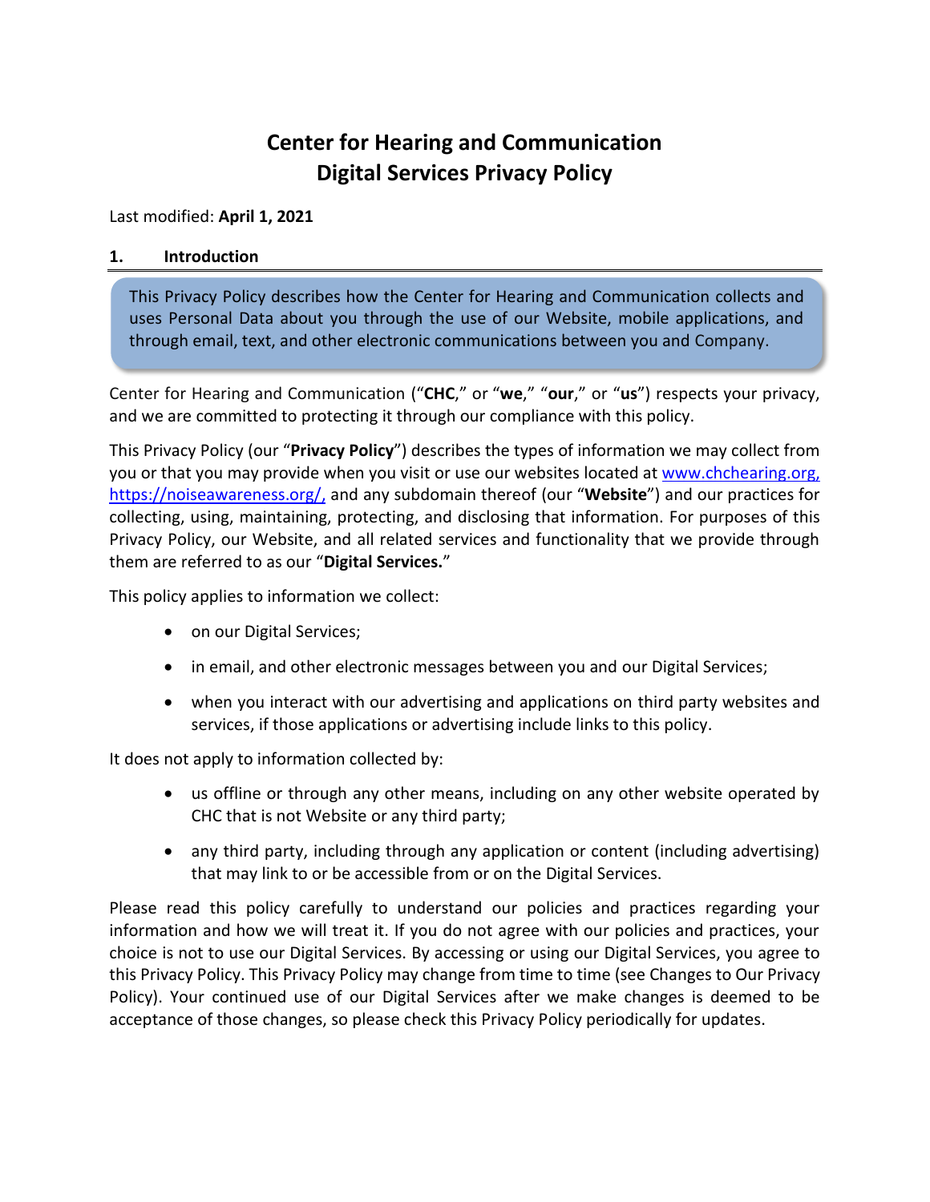# Center for Hearing and Communication
# Digital Services Privacy Policy

Last modified: **April 1, 2021**

## 1. Introduction

> This Privacy Policy describes how the Center for Hearing and Communication collects and uses Personal Data about you through the use of our Website, mobile applications, and through email, text, and other electronic communications between you and Company.

Center for Hearing and Communication ("**CHC**," or "**we**," "**our**," or "**us**") respects your privacy, and we are committed to protecting it through our compliance with this policy.

This Privacy Policy (our "**Privacy Policy**") describes the types of information we may collect from you or that you may provide when you visit or use our websites located at www.chchearing.org, https://noiseawareness.org/, and any subdomain thereof (our "**Website**") and our practices for collecting, using, maintaining, protecting, and disclosing that information. For purposes of this Privacy Policy, our Website, and all related services and functionality that we provide through them are referred to as our "**Digital Services.**"

This policy applies to information we collect:

- on our Digital Services;
- in email, and other electronic messages between you and our Digital Services;
- when you interact with our advertising and applications on third party websites and services, if those applications or advertising include links to this policy.

It does not apply to information collected by:

- us offline or through any other means, including on any other website operated by CHC that is not Website or any third party;
- any third party, including through any application or content (including advertising) that may link to or be accessible from or on the Digital Services.

Please read this policy carefully to understand our policies and practices regarding your information and how we will treat it. If you do not agree with our policies and practices, your choice is not to use our Digital Services. By accessing or using our Digital Services, you agree to this Privacy Policy. This Privacy Policy may change from time to time (see Changes to Our Privacy Policy). Your continued use of our Digital Services after we make changes is deemed to be acceptance of those changes, so please check this Privacy Policy periodically for updates.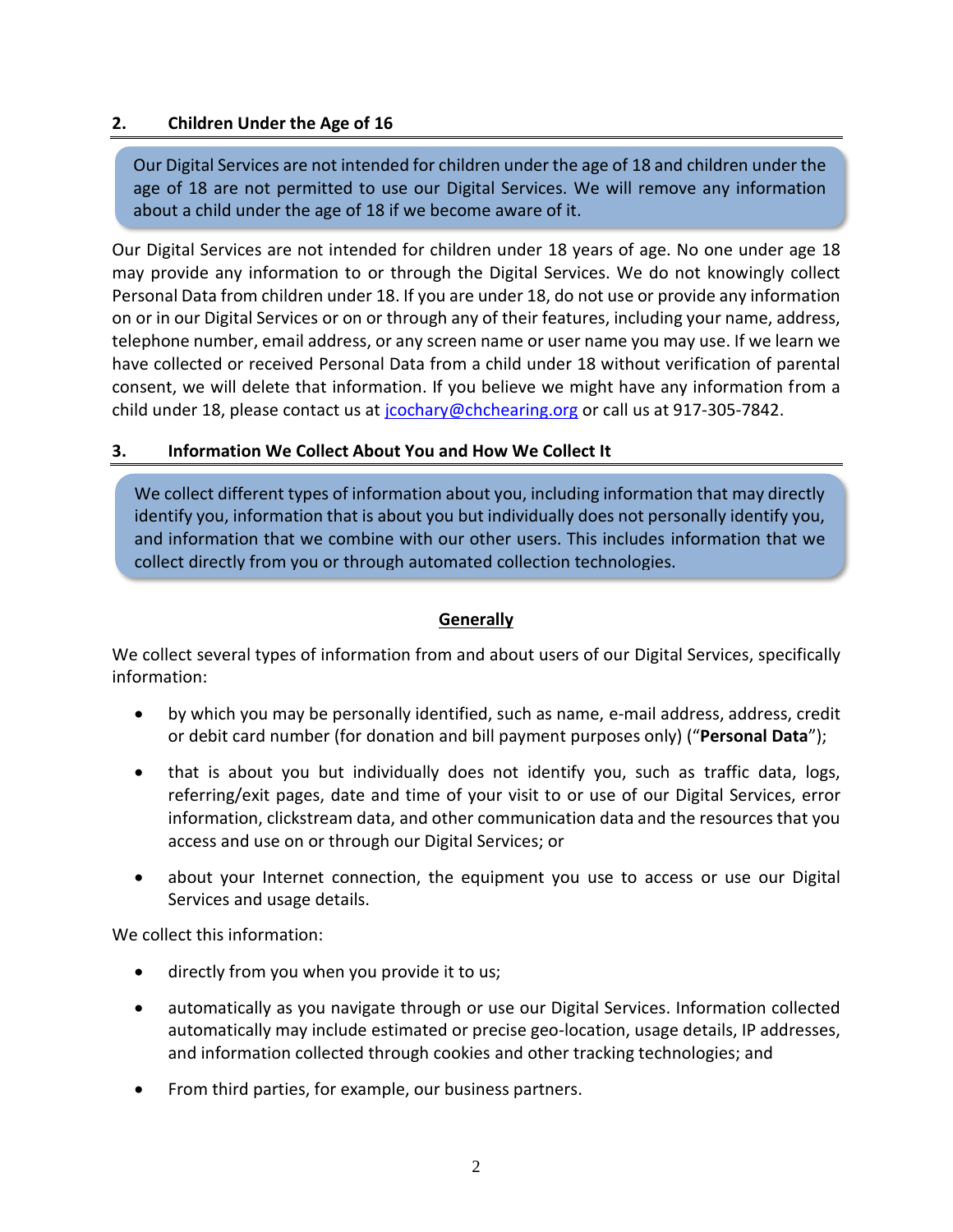## 2. Children Under the Age of 16

> Our Digital Services are not intended for children under the age of 18 and children under the age of 18 are not permitted to use our Digital Services. We will remove any information about a child under the age of 18 if we become aware of it.

Our Digital Services are not intended for children under 18 years of age. No one under age 18 may provide any information to or through the Digital Services. We do not knowingly collect Personal Data from children under 18. If you are under 18, do not use or provide any information on or in our Digital Services or on or through any of their features, including your name, address, telephone number, email address, or any screen name or user name you may use. If we learn we have collected or received Personal Data from a child under 18 without verification of parental consent, we will delete that information. If you believe we might have any information from a child under 18, please contact us at [jcochary@chchearing.org](mailto:jcochary@chchearing.org) or call us at 917-305-7842.

## 3. Information We Collect About You and How We Collect It

> We collect different types of information about you, including information that may directly identify you, information that is about you but individually does not personally identify you, and information that we combine with our other users. This includes information that we collect directly from you or through automated collection technologies.

### Generally

We collect several types of information from and about users of our Digital Services, specifically information:

- by which you may be personally identified, such as name, e-mail address, address, credit or debit card number (for donation and bill payment purposes only) ("**Personal Data**");
- that is about you but individually does not identify you, such as traffic data, logs, referring/exit pages, date and time of your visit to or use of our Digital Services, error information, clickstream data, and other communication data and the resources that you access and use on or through our Digital Services; or
- about your Internet connection, the equipment you use to access or use our Digital Services and usage details.

We collect this information:

- directly from you when you provide it to us;
- automatically as you navigate through or use our Digital Services. Information collected automatically may include estimated or precise geo-location, usage details, IP addresses, and information collected through cookies and other tracking technologies; and
- From third parties, for example, our business partners.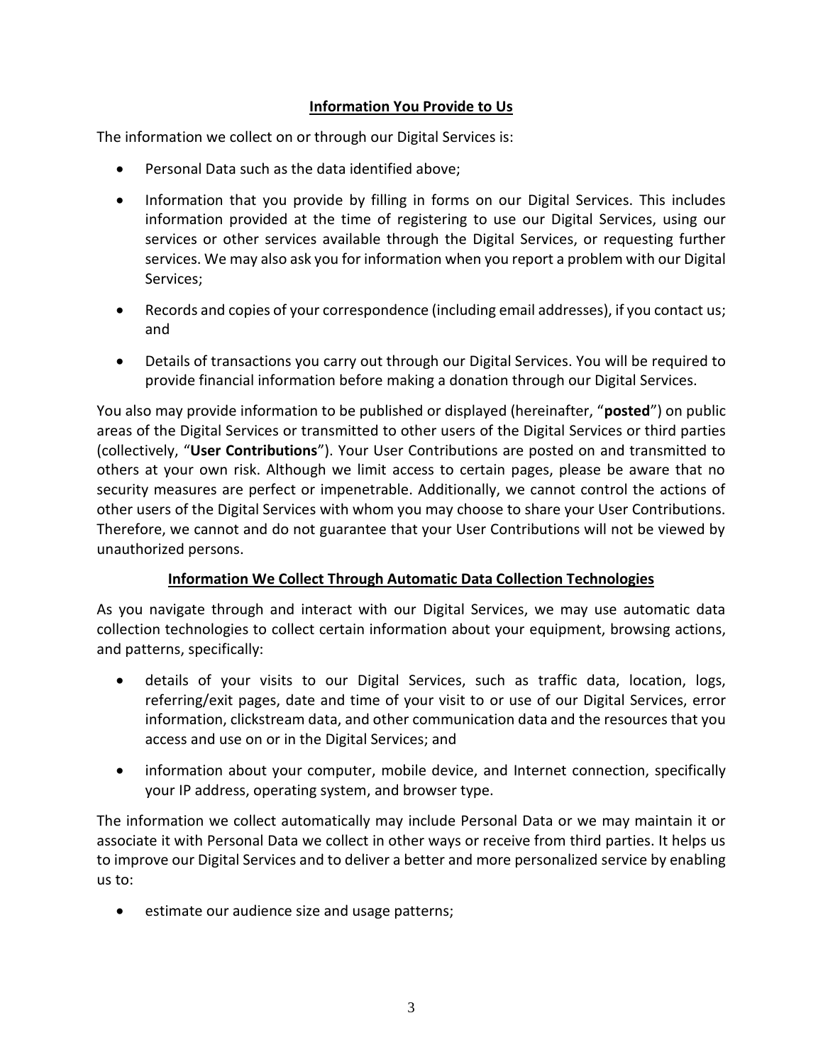## Information You Provide to Us

The information we collect on or through our Digital Services is:

- Personal Data such as the data identified above;
- Information that you provide by filling in forms on our Digital Services. This includes information provided at the time of registering to use our Digital Services, using our services or other services available through the Digital Services, or requesting further services. We may also ask you for information when you report a problem with our Digital Services;
- Records and copies of your correspondence (including email addresses), if you contact us; and
- Details of transactions you carry out through our Digital Services. You will be required to provide financial information before making a donation through our Digital Services.

You also may provide information to be published or displayed (hereinafter, "**posted**") on public areas of the Digital Services or transmitted to other users of the Digital Services or third parties (collectively, "**User Contributions**"). Your User Contributions are posted on and transmitted to others at your own risk. Although we limit access to certain pages, please be aware that no security measures are perfect or impenetrable. Additionally, we cannot control the actions of other users of the Digital Services with whom you may choose to share your User Contributions. Therefore, we cannot and do not guarantee that your User Contributions will not be viewed by unauthorized persons.

## Information We Collect Through Automatic Data Collection Technologies

As you navigate through and interact with our Digital Services, we may use automatic data collection technologies to collect certain information about your equipment, browsing actions, and patterns, specifically:

- details of your visits to our Digital Services, such as traffic data, location, logs, referring/exit pages, date and time of your visit to or use of our Digital Services, error information, clickstream data, and other communication data and the resources that you access and use on or in the Digital Services; and
- information about your computer, mobile device, and Internet connection, specifically your IP address, operating system, and browser type.

The information we collect automatically may include Personal Data or we may maintain it or associate it with Personal Data we collect in other ways or receive from third parties. It helps us to improve our Digital Services and to deliver a better and more personalized service by enabling us to:

- estimate our audience size and usage patterns;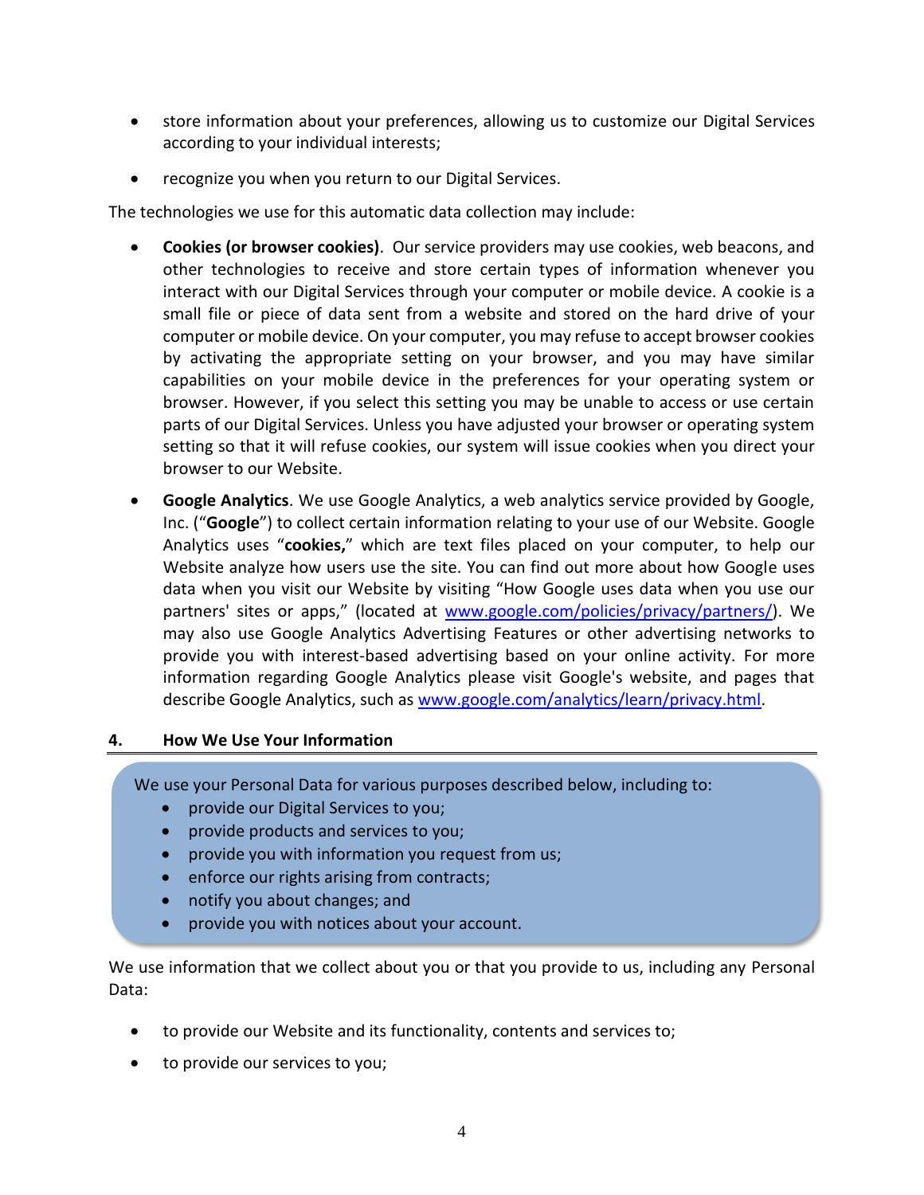- store information about your preferences, allowing us to customize our Digital Services according to your individual interests;
- recognize you when you return to our Digital Services.

The technologies we use for this automatic data collection may include:

- **Cookies (or browser cookies)**. Our service providers may use cookies, web beacons, and other technologies to receive and store certain types of information whenever you interact with our Digital Services through your computer or mobile device. A cookie is a small file or piece of data sent from a website and stored on the hard drive of your computer or mobile device. On your computer, you may refuse to accept browser cookies by activating the appropriate setting on your browser, and you may have similar capabilities on your mobile device in the preferences for your operating system or browser. However, if you select this setting you may be unable to access or use certain parts of our Digital Services. Unless you have adjusted your browser or operating system setting so that it will refuse cookies, our system will issue cookies when you direct your browser to our Website.
- **Google Analytics**. We use Google Analytics, a web analytics service provided by Google, Inc. ("**Google**") to collect certain information relating to your use of our Website. Google Analytics uses "**cookies,**" which are text files placed on your computer, to help our Website analyze how users use the site. You can find out more about how Google uses data when you visit our Website by visiting "How Google uses data when you use our partners' sites or apps," (located at [www.google.com/policies/privacy/partners/](www.google.com/policies/privacy/partners/)). We may also use Google Analytics Advertising Features or other advertising networks to provide you with interest-based advertising based on your online activity. For more information regarding Google Analytics please visit Google's website, and pages that describe Google Analytics, such as [www.google.com/analytics/learn/privacy.html](www.google.com/analytics/learn/privacy.html).

## 4. How We Use Your Information

We use your Personal Data for various purposes described below, including to:

- provide our Digital Services to you;
- provide products and services to you;
- provide you with information you request from us;
- enforce our rights arising from contracts;
- notify you about changes; and
- provide you with notices about your account.

We use information that we collect about you or that you provide to us, including any Personal Data:

- to provide our Website and its functionality, contents and services to;
- to provide our services to you;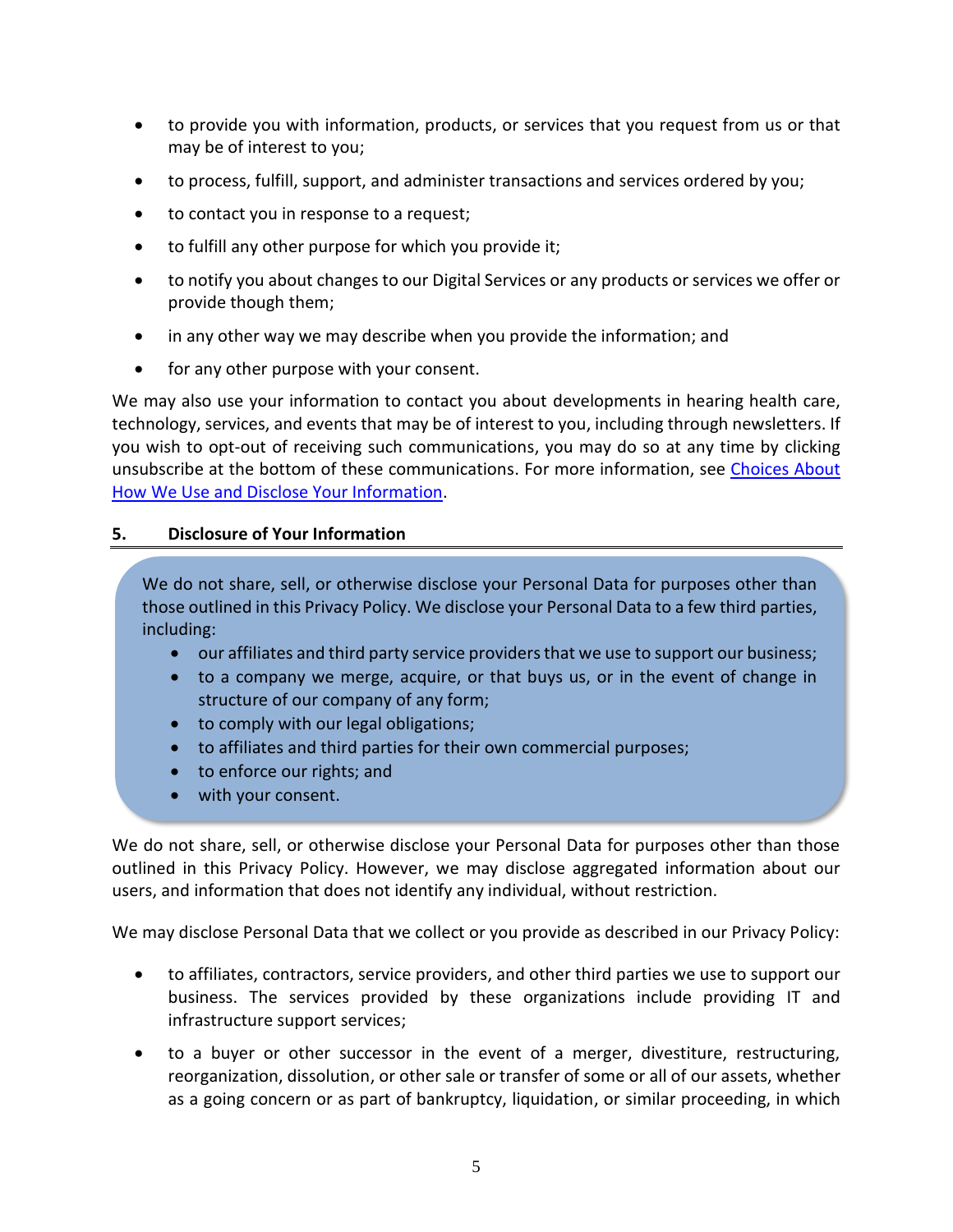- to provide you with information, products, or services that you request from us or that may be of interest to you;
- to process, fulfill, support, and administer transactions and services ordered by you;
- to contact you in response to a request;
- to fulfill any other purpose for which you provide it;
- to notify you about changes to our Digital Services or any products or services we offer or provide though them;
- in any other way we may describe when you provide the information; and
- for any other purpose with your consent.

We may also use your information to contact you about developments in hearing health care, technology, services, and events that may be of interest to you, including through newsletters. If you wish to opt-out of receiving such communications, you may do so at any time by clicking unsubscribe at the bottom of these communications. For more information, see Choices About How We Use and Disclose Your Information.

## 5. Disclosure of Your Information

> We do not share, sell, or otherwise disclose your Personal Data for purposes other than those outlined in this Privacy Policy. We disclose your Personal Data to a few third parties, including:
>
> - our affiliates and third party service providers that we use to support our business;
> - to a company we merge, acquire, or that buys us, or in the event of change in structure of our company of any form;
> - to comply with our legal obligations;
> - to affiliates and third parties for their own commercial purposes;
> - to enforce our rights; and
> - with your consent.

We do not share, sell, or otherwise disclose your Personal Data for purposes other than those outlined in this Privacy Policy. However, we may disclose aggregated information about our users, and information that does not identify any individual, without restriction.

We may disclose Personal Data that we collect or you provide as described in our Privacy Policy:

- to affiliates, contractors, service providers, and other third parties we use to support our business. The services provided by these organizations include providing IT and infrastructure support services;
- to a buyer or other successor in the event of a merger, divestiture, restructuring, reorganization, dissolution, or other sale or transfer of some or all of our assets, whether as a going concern or as part of bankruptcy, liquidation, or similar proceeding, in which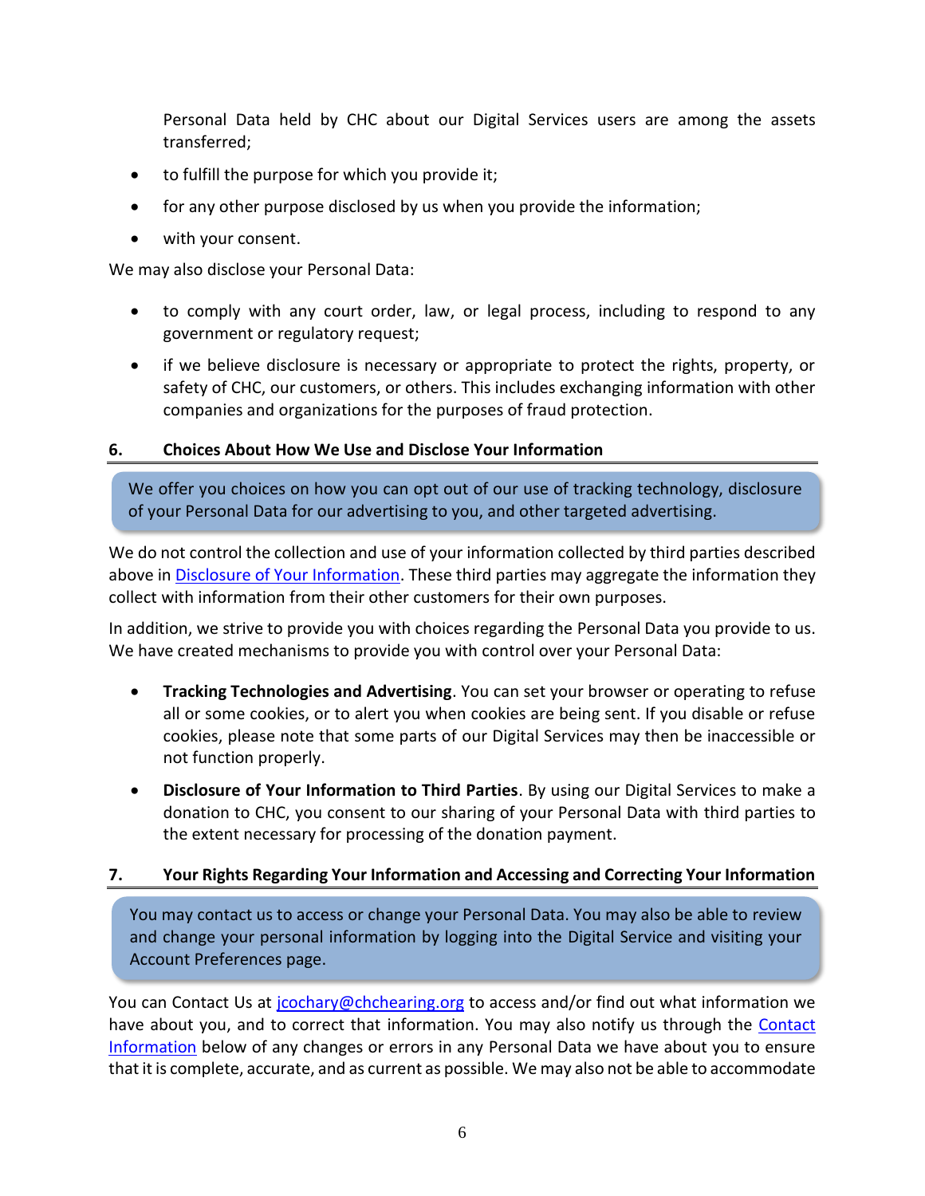Personal Data held by CHC about our Digital Services users are among the assets transferred;

- to fulfill the purpose for which you provide it;
- for any other purpose disclosed by us when you provide the information;
- with your consent.

We may also disclose your Personal Data:

- to comply with any court order, law, or legal process, including to respond to any government or regulatory request;
- if we believe disclosure is necessary or appropriate to protect the rights, property, or safety of CHC, our customers, or others. This includes exchanging information with other companies and organizations for the purposes of fraud protection.

## 6. Choices About How We Use and Disclose Your Information

> We offer you choices on how you can opt out of our use of tracking technology, disclosure of your Personal Data for our advertising to you, and other targeted advertising.

We do not control the collection and use of your information collected by third parties described above in Disclosure of Your Information. These third parties may aggregate the information they collect with information from their other customers for their own purposes.

In addition, we strive to provide you with choices regarding the Personal Data you provide to us. We have created mechanisms to provide you with control over your Personal Data:

- **Tracking Technologies and Advertising**. You can set your browser or operating to refuse all or some cookies, or to alert you when cookies are being sent. If you disable or refuse cookies, please note that some parts of our Digital Services may then be inaccessible or not function properly.
- **Disclosure of Your Information to Third Parties**. By using our Digital Services to make a donation to CHC, you consent to our sharing of your Personal Data with third parties to the extent necessary for processing of the donation payment.

## 7. Your Rights Regarding Your Information and Accessing and Correcting Your Information

> You may contact us to access or change your Personal Data. You may also be able to review and change your personal information by logging into the Digital Service and visiting your Account Preferences page.

You can Contact Us at jcochary@chchearing.org to access and/or find out what information we have about you, and to correct that information. You may also notify us through the Contact Information below of any changes or errors in any Personal Data we have about you to ensure that it is complete, accurate, and as current as possible. We may also not be able to accommodate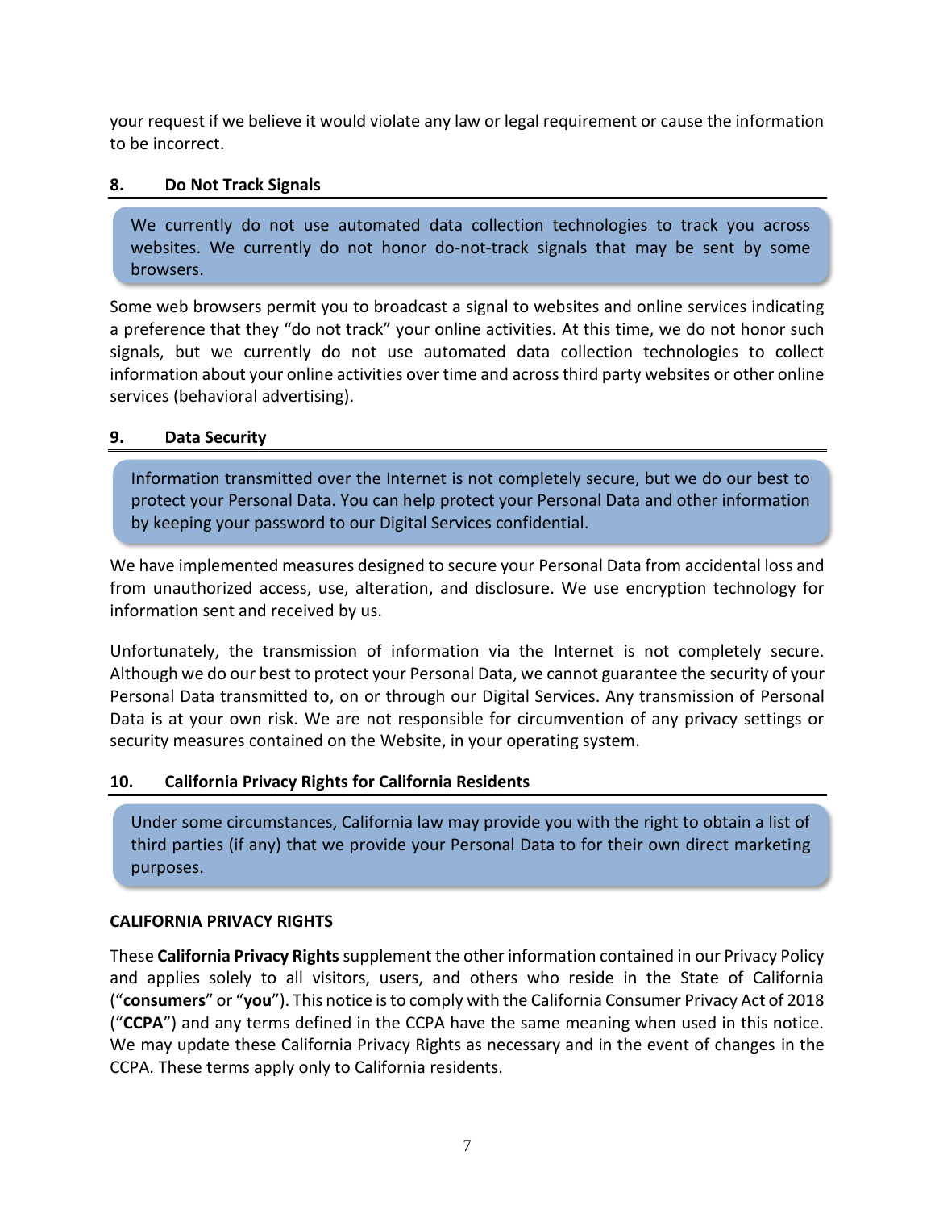your request if we believe it would violate any law or legal requirement or cause the information to be incorrect.

## 8. Do Not Track Signals

> We currently do not use automated data collection technologies to track you across websites. We currently do not honor do-not-track signals that may be sent by some browsers.

Some web browsers permit you to broadcast a signal to websites and online services indicating a preference that they "do not track" your online activities. At this time, we do not honor such signals, but we currently do not use automated data collection technologies to collect information about your online activities over time and across third party websites or other online services (behavioral advertising).

## 9. Data Security

> Information transmitted over the Internet is not completely secure, but we do our best to protect your Personal Data. You can help protect your Personal Data and other information by keeping your password to our Digital Services confidential.

We have implemented measures designed to secure your Personal Data from accidental loss and from unauthorized access, use, alteration, and disclosure. We use encryption technology for information sent and received by us.

Unfortunately, the transmission of information via the Internet is not completely secure. Although we do our best to protect your Personal Data, we cannot guarantee the security of your Personal Data transmitted to, on or through our Digital Services. Any transmission of Personal Data is at your own risk. We are not responsible for circumvention of any privacy settings or security measures contained on the Website, in your operating system.

## 10. California Privacy Rights for California Residents

> Under some circumstances, California law may provide you with the right to obtain a list of third parties (if any) that we provide your Personal Data to for their own direct marketing purposes.

**CALIFORNIA PRIVACY RIGHTS**

These **California Privacy Rights** supplement the other information contained in our Privacy Policy and applies solely to all visitors, users, and others who reside in the State of California ("**consumers**" or "**you**"). This notice is to comply with the California Consumer Privacy Act of 2018 ("**CCPA**") and any terms defined in the CCPA have the same meaning when used in this notice. We may update these California Privacy Rights as necessary and in the event of changes in the CCPA. These terms apply only to California residents.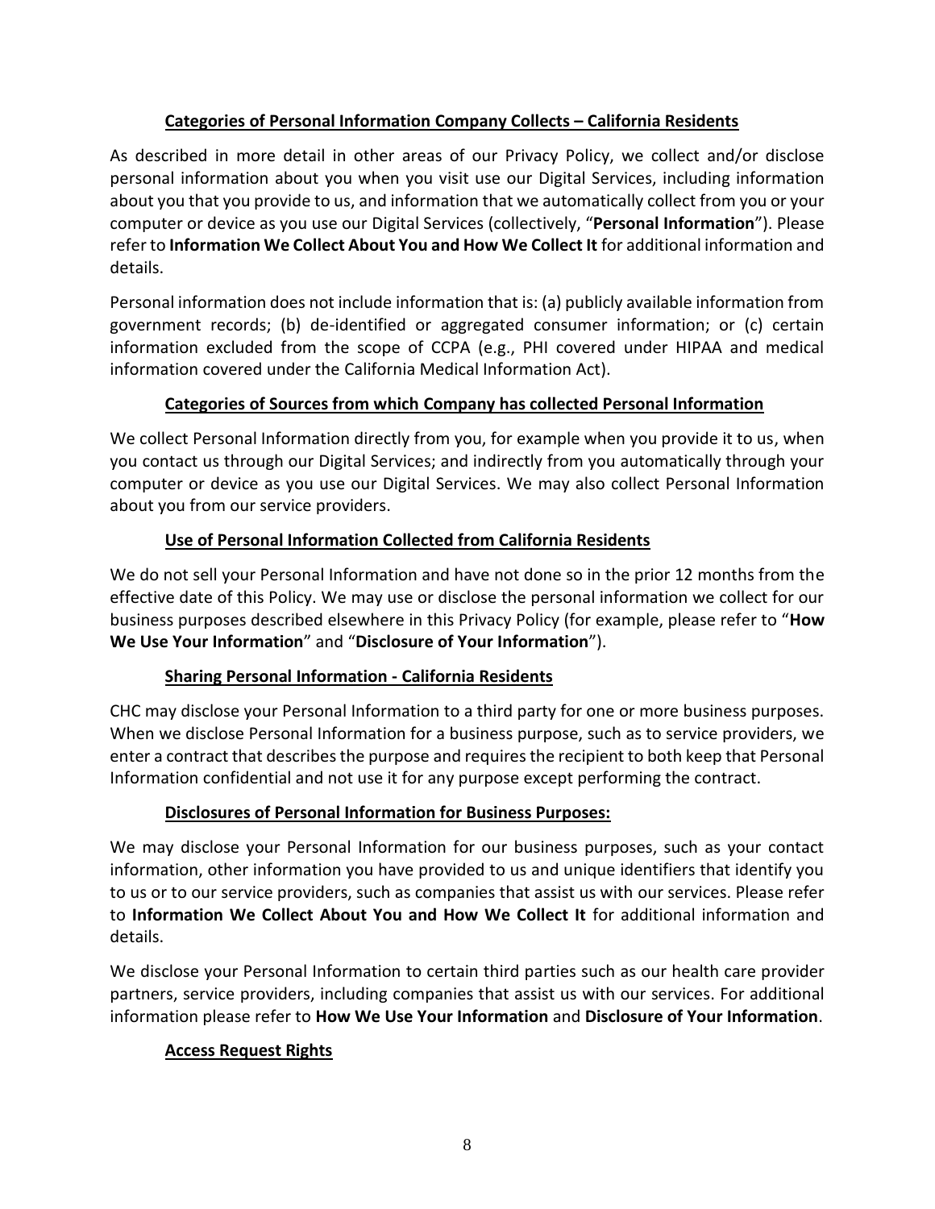## **Categories of Personal Information Company Collects – California Residents**

As described in more detail in other areas of our Privacy Policy, we collect and/or disclose personal information about you when you visit use our Digital Services, including information about you that you provide to us, and information that we automatically collect from you or your computer or device as you use our Digital Services (collectively, "**Personal Information**"). Please refer to **Information We Collect About You and How We Collect It** for additional information and details.

Personal information does not include information that is: (a) publicly available information from government records; (b) de-identified or aggregated consumer information; or (c) certain information excluded from the scope of CCPA (e.g., PHI covered under HIPAA and medical information covered under the California Medical Information Act).

## **Categories of Sources from which Company has collected Personal Information**

We collect Personal Information directly from you, for example when you provide it to us, when you contact us through our Digital Services; and indirectly from you automatically through your computer or device as you use our Digital Services. We may also collect Personal Information about you from our service providers.

## **Use of Personal Information Collected from California Residents**

We do not sell your Personal Information and have not done so in the prior 12 months from the effective date of this Policy. We may use or disclose the personal information we collect for our business purposes described elsewhere in this Privacy Policy (for example, please refer to "**How We Use Your Information**" and "**Disclosure of Your Information**").

## **Sharing Personal Information - California Residents**

CHC may disclose your Personal Information to a third party for one or more business purposes. When we disclose Personal Information for a business purpose, such as to service providers, we enter a contract that describes the purpose and requires the recipient to both keep that Personal Information confidential and not use it for any purpose except performing the contract.

## **Disclosures of Personal Information for Business Purposes:**

We may disclose your Personal Information for our business purposes, such as your contact information, other information you have provided to us and unique identifiers that identify you to us or to our service providers, such as companies that assist us with our services. Please refer to **Information We Collect About You and How We Collect It** for additional information and details.

We disclose your Personal Information to certain third parties such as our health care provider partners, service providers, including companies that assist us with our services. For additional information please refer to **How We Use Your Information** and **Disclosure of Your Information**.

## **Access Request Rights**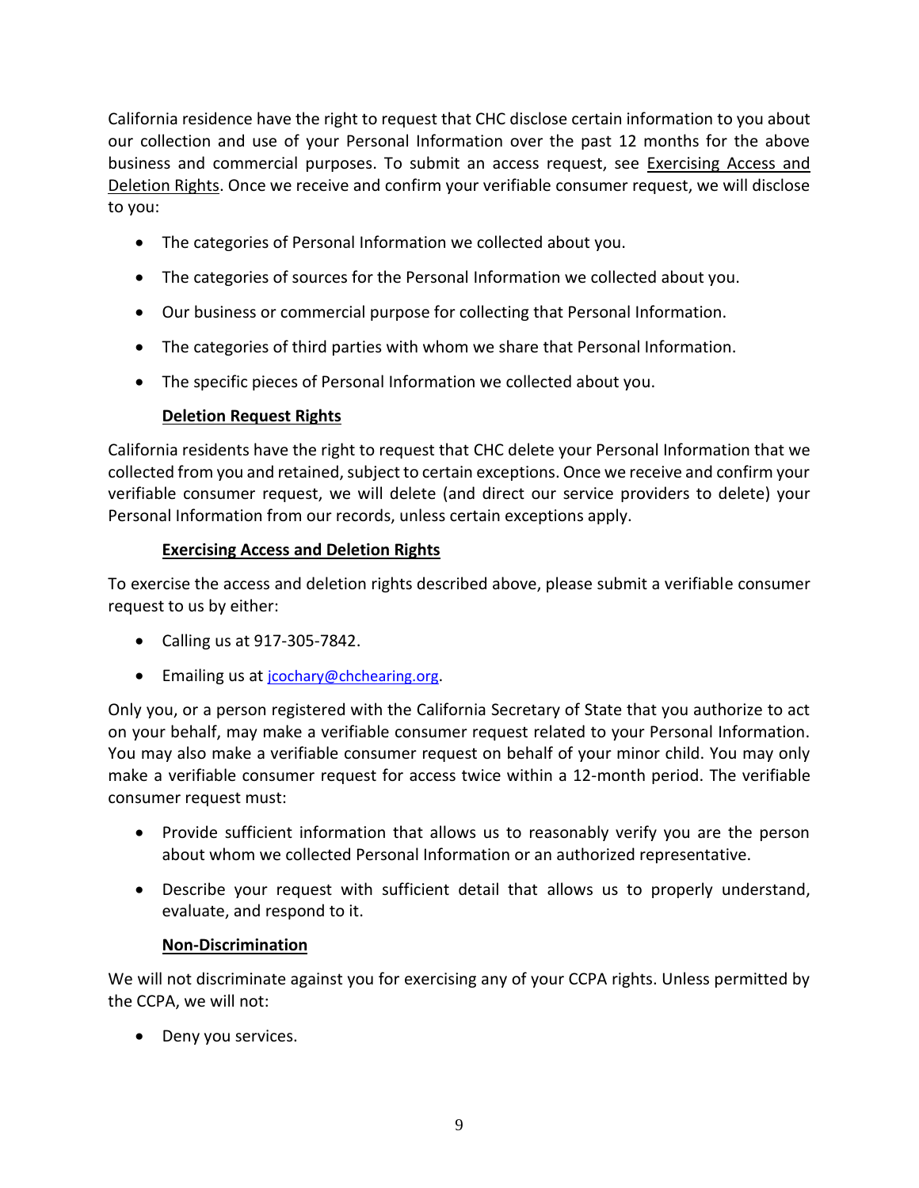California residence have the right to request that CHC disclose certain information to you about our collection and use of your Personal Information over the past 12 months for the above business and commercial purposes. To submit an access request, see Exercising Access and Deletion Rights. Once we receive and confirm your verifiable consumer request, we will disclose to you:

- The categories of Personal Information we collected about you.
- The categories of sources for the Personal Information we collected about you.
- Our business or commercial purpose for collecting that Personal Information.
- The categories of third parties with whom we share that Personal Information.
- The specific pieces of Personal Information we collected about you.

### Deletion Request Rights

California residents have the right to request that CHC delete your Personal Information that we collected from you and retained, subject to certain exceptions. Once we receive and confirm your verifiable consumer request, we will delete (and direct our service providers to delete) your Personal Information from our records, unless certain exceptions apply.

### Exercising Access and Deletion Rights

To exercise the access and deletion rights described above, please submit a verifiable consumer request to us by either:

- Calling us at 917-305-7842.
- Emailing us at jcochary@chchearing.org.

Only you, or a person registered with the California Secretary of State that you authorize to act on your behalf, may make a verifiable consumer request related to your Personal Information. You may also make a verifiable consumer request on behalf of your minor child. You may only make a verifiable consumer request for access twice within a 12-month period. The verifiable consumer request must:

- Provide sufficient information that allows us to reasonably verify you are the person about whom we collected Personal Information or an authorized representative.
- Describe your request with sufficient detail that allows us to properly understand, evaluate, and respond to it.

### Non-Discrimination

We will not discriminate against you for exercising any of your CCPA rights. Unless permitted by the CCPA, we will not:

- Deny you services.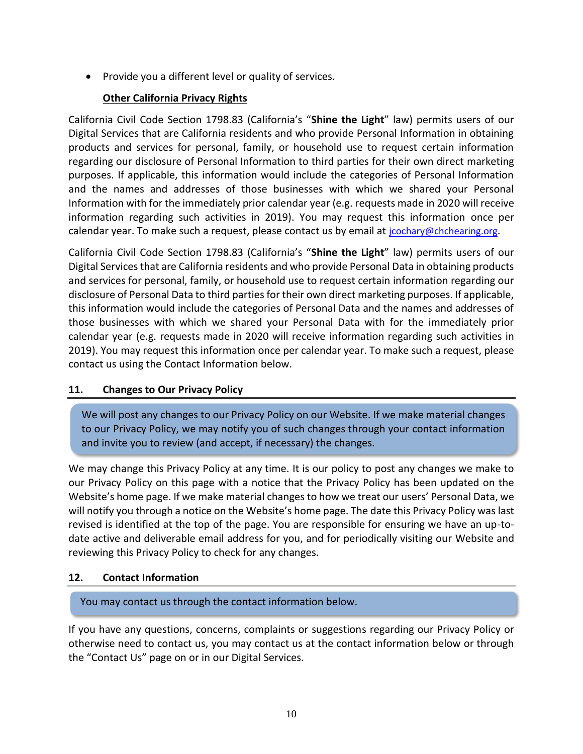- Provide you a different level or quality of services.

**Other California Privacy Rights**

California Civil Code Section 1798.83 (California's "**Shine the Light**" law) permits users of our Digital Services that are California residents and who provide Personal Information in obtaining products and services for personal, family, or household use to request certain information regarding our disclosure of Personal Information to third parties for their own direct marketing purposes. If applicable, this information would include the categories of Personal Information and the names and addresses of those businesses with which we shared your Personal Information with for the immediately prior calendar year (e.g. requests made in 2020 will receive information regarding such activities in 2019). You may request this information once per calendar year. To make such a request, please contact us by email at jcochary@chchearing.org.

California Civil Code Section 1798.83 (California's "**Shine the Light**" law) permits users of our Digital Services that are California residents and who provide Personal Data in obtaining products and services for personal, family, or household use to request certain information regarding our disclosure of Personal Data to third parties for their own direct marketing purposes. If applicable, this information would include the categories of Personal Data and the names and addresses of those businesses with which we shared your Personal Data with for the immediately prior calendar year (e.g. requests made in 2020 will receive information regarding such activities in 2019). You may request this information once per calendar year. To make such a request, please contact us using the Contact Information below.

## 11. Changes to Our Privacy Policy

We will post any changes to our Privacy Policy on our Website. If we make material changes to our Privacy Policy, we may notify you of such changes through your contact information and invite you to review (and accept, if necessary) the changes.

We may change this Privacy Policy at any time. It is our policy to post any changes we make to our Privacy Policy on this page with a notice that the Privacy Policy has been updated on the Website's home page. If we make material changes to how we treat our users' Personal Data, we will notify you through a notice on the Website's home page. The date this Privacy Policy was last revised is identified at the top of the page. You are responsible for ensuring we have an up-to-date active and deliverable email address for you, and for periodically visiting our Website and reviewing this Privacy Policy to check for any changes.

## 12. Contact Information

You may contact us through the contact information below.

If you have any questions, concerns, complaints or suggestions regarding our Privacy Policy or otherwise need to contact us, you may contact us at the contact information below or through the "Contact Us" page on or in our Digital Services.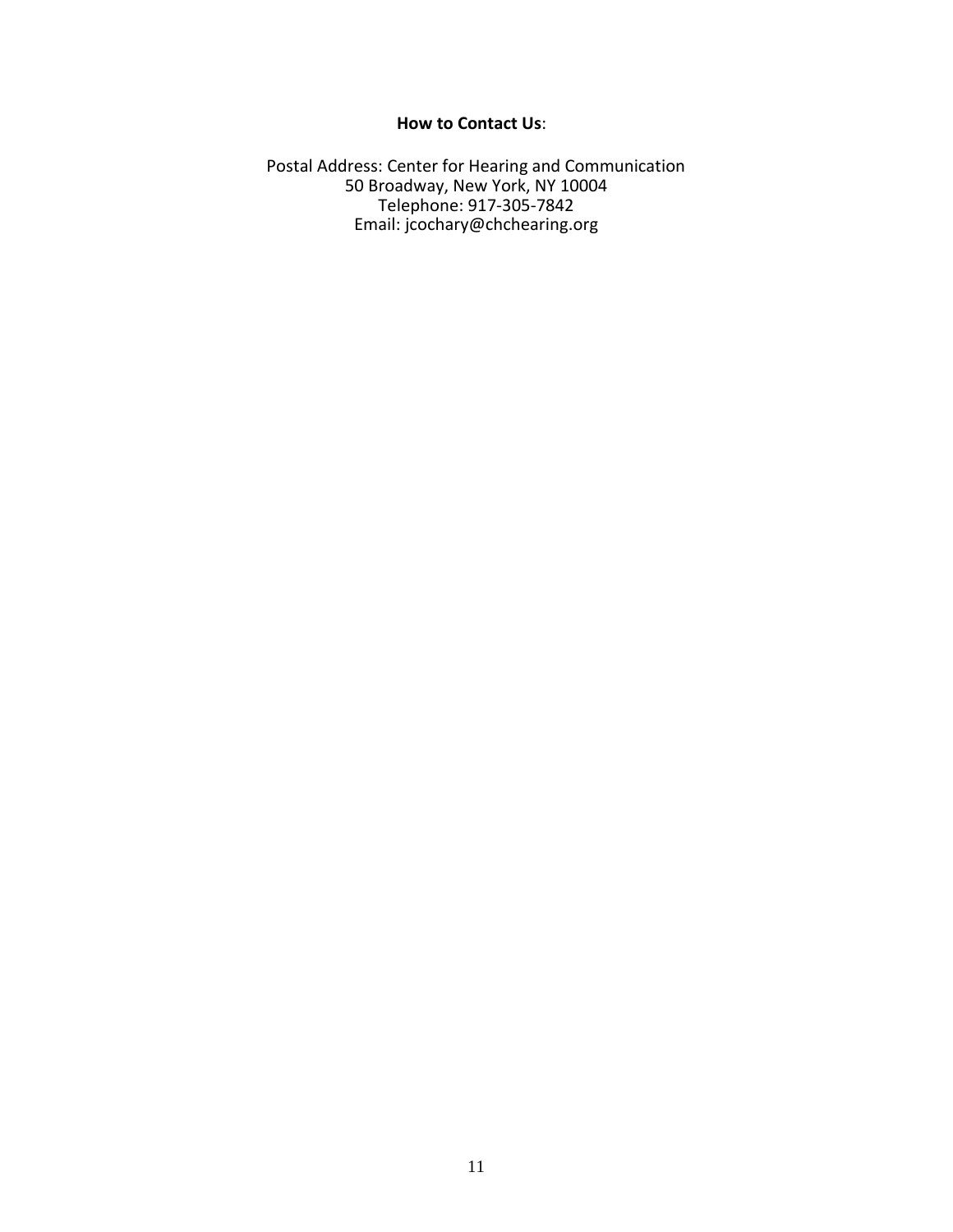**How to Contact Us**:

Postal Address: Center for Hearing and Communication
50 Broadway, New York, NY 10004
Telephone: 917-305-7842
Email: jcochary@chchearing.org